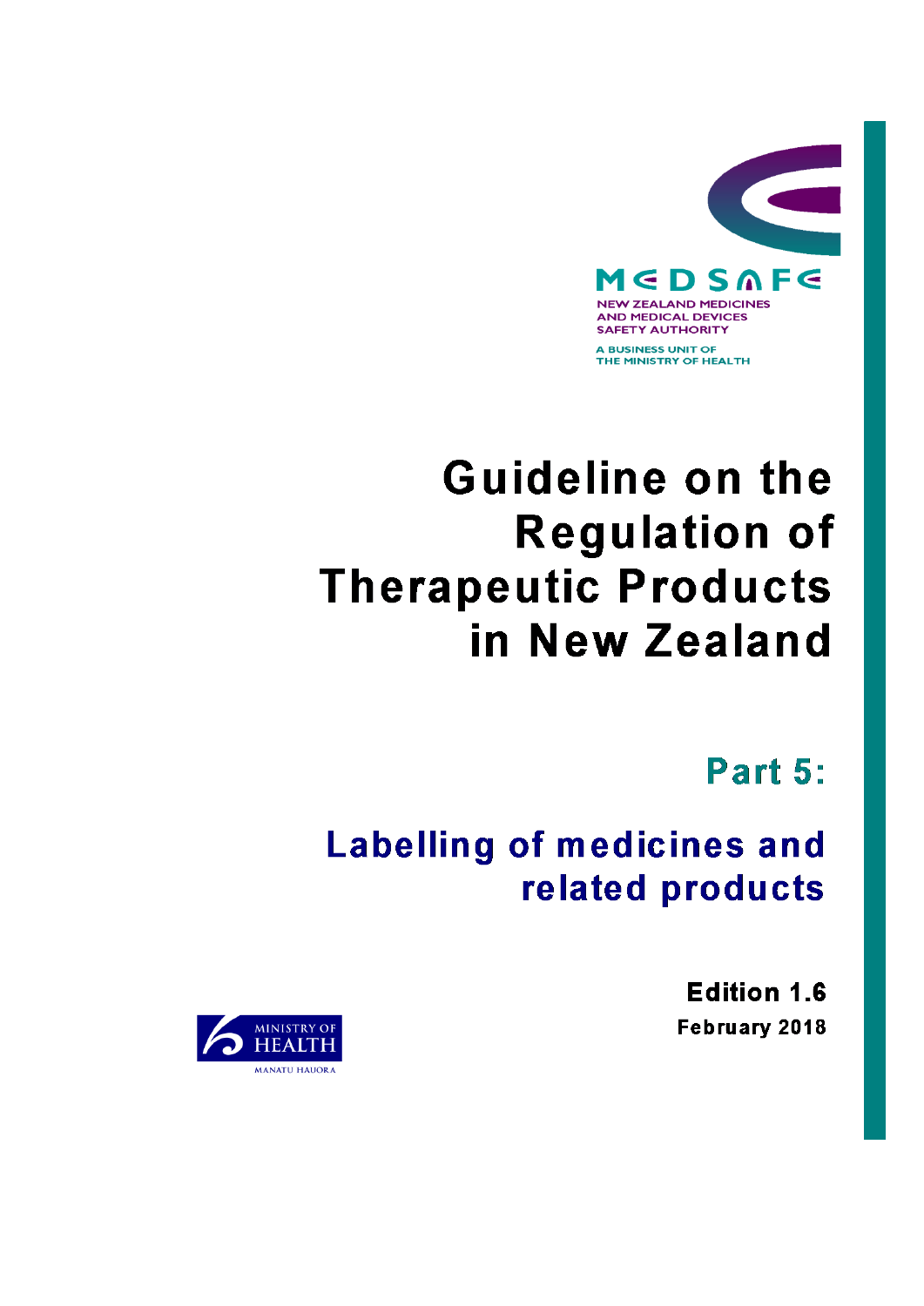MEDSAFE

NEW ZEALAND MEDICINES AND MEDICAL DEVICES SAFETY AUTHORITY

A BUSINESS UNIT OF THE MINISTRY OF HEALTH

# Guideline on the Regulation of Therapeutic Products in New Zealand

## Part 5:

## Labelling of medicines and related products

**Edition 1.6**

**February 2018**

MINISTRY OF HEALTH

MANATU HAUORA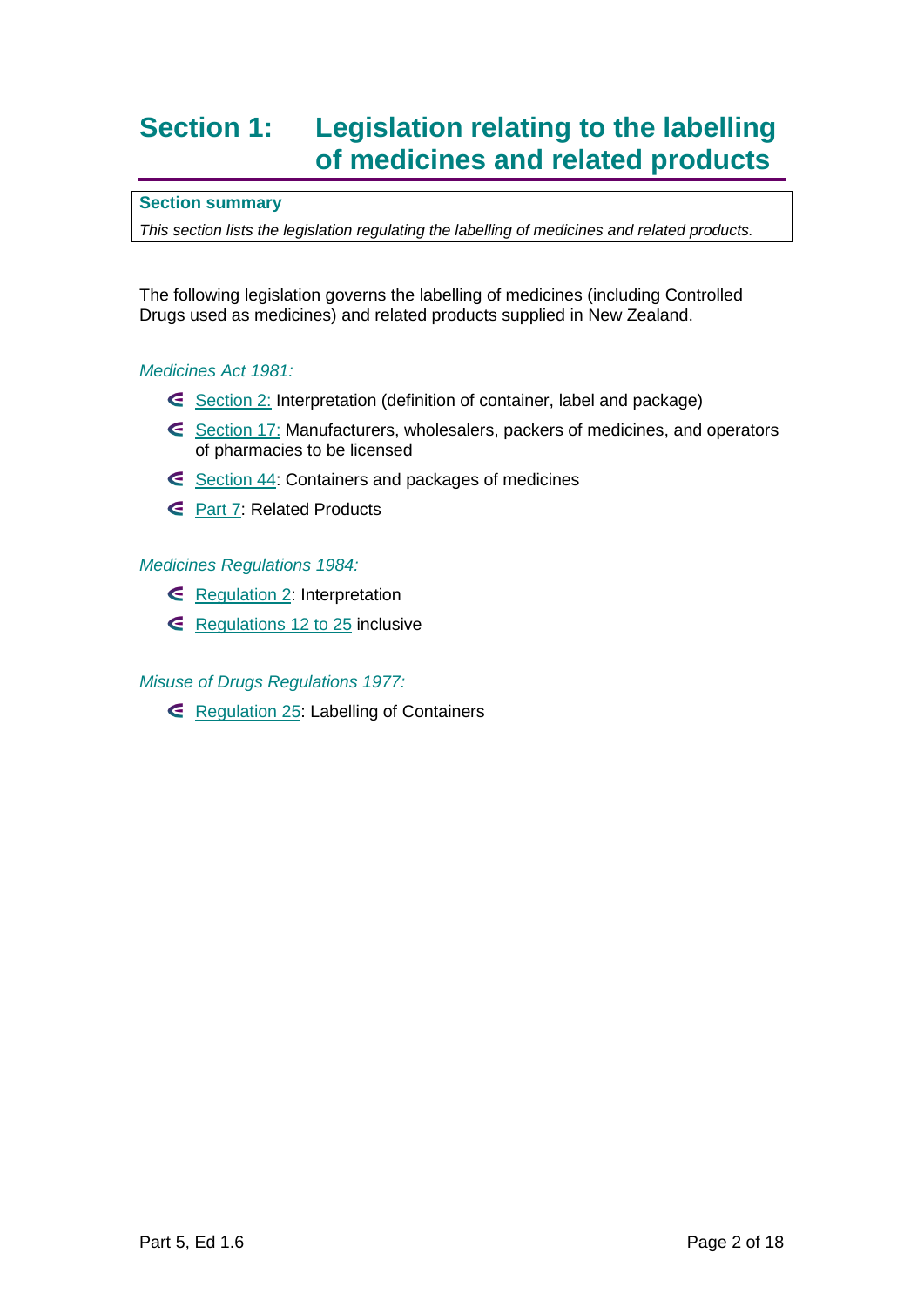# Section 1: Legislation relating to the labelling of medicines and related products

**Section summary**

*This section lists the legislation regulating the labelling of medicines and related products.*

The following legislation governs the labelling of medicines (including Controlled Drugs used as medicines) and related products supplied in New Zealand.

*Medicines Act 1981:*

- Section 2: Interpretation (definition of container, label and package)
- Section 17: Manufacturers, wholesalers, packers of medicines, and operators of pharmacies to be licensed
- Section 44: Containers and packages of medicines
- Part 7: Related Products

*Medicines Regulations 1984:*

- Regulation 2: Interpretation
- Regulations 12 to 25 inclusive

*Misuse of Drugs Regulations 1977:*

- Regulation 25: Labelling of Containers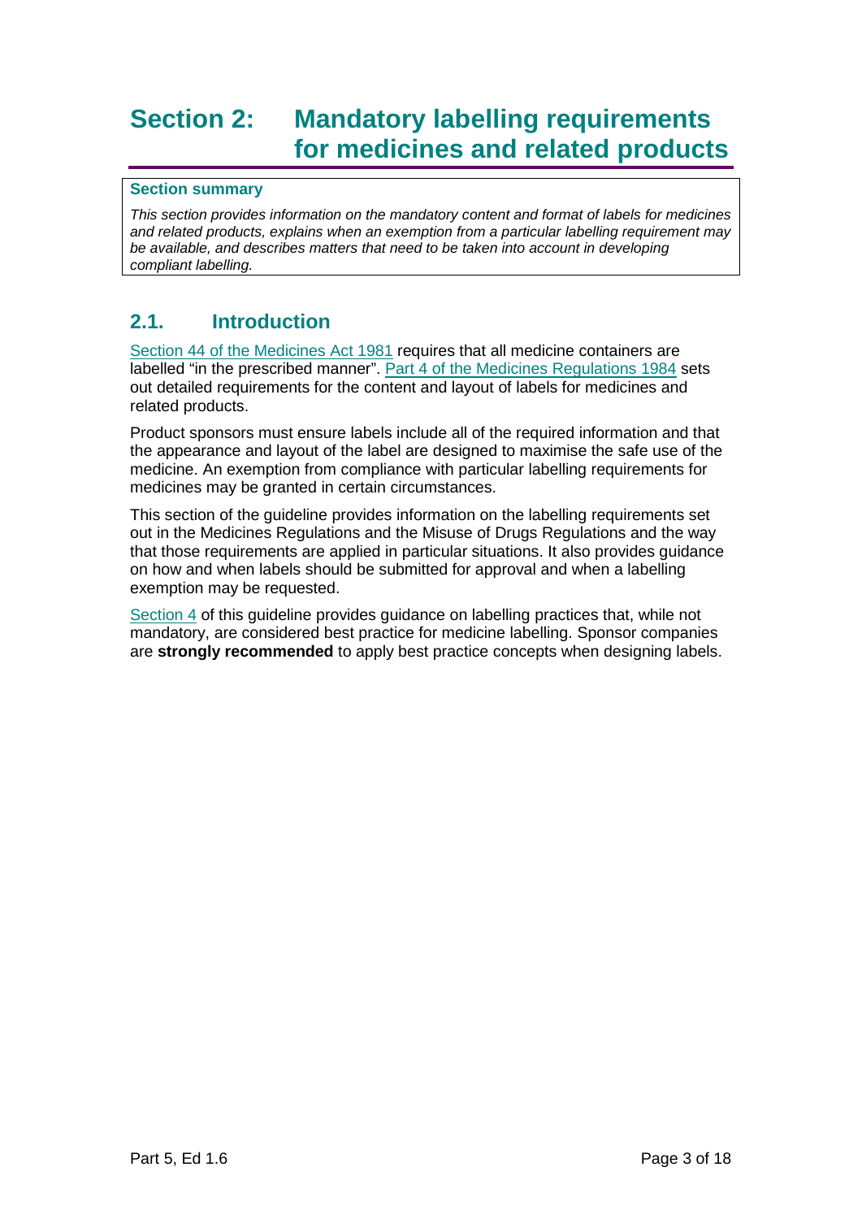# Section 2: Mandatory labelling requirements for medicines and related products

**Section summary**

*This section provides information on the mandatory content and format of labels for medicines and related products, explains when an exemption from a particular labelling requirement may be available, and describes matters that need to be taken into account in developing compliant labelling.*

## 2.1. Introduction

Section 44 of the Medicines Act 1981 requires that all medicine containers are labelled "in the prescribed manner". Part 4 of the Medicines Regulations 1984 sets out detailed requirements for the content and layout of labels for medicines and related products.

Product sponsors must ensure labels include all of the required information and that the appearance and layout of the label are designed to maximise the safe use of the medicine. An exemption from compliance with particular labelling requirements for medicines may be granted in certain circumstances.

This section of the guideline provides information on the labelling requirements set out in the Medicines Regulations and the Misuse of Drugs Regulations and the way that those requirements are applied in particular situations. It also provides guidance on how and when labels should be submitted for approval and when a labelling exemption may be requested.

Section 4 of this guideline provides guidance on labelling practices that, while not mandatory, are considered best practice for medicine labelling. Sponsor companies are **strongly recommended** to apply best practice concepts when designing labels.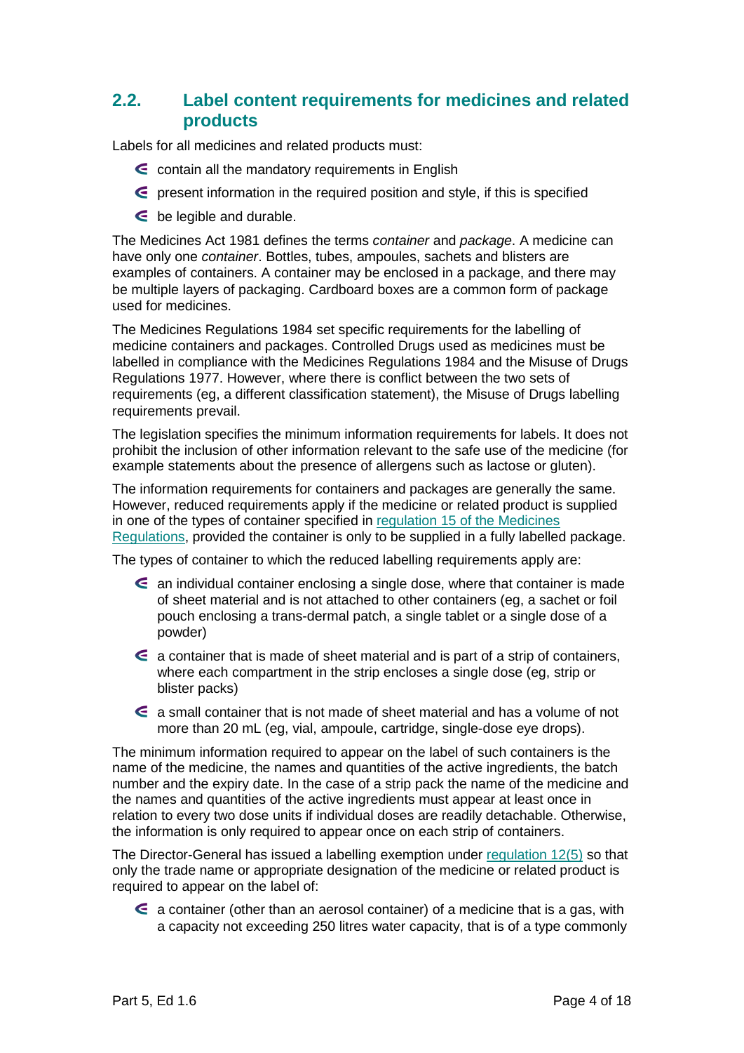## 2.2. Label content requirements for medicines and related products

Labels for all medicines and related products must:

- contain all the mandatory requirements in English
- present information in the required position and style, if this is specified
- be legible and durable.

The Medicines Act 1981 defines the terms *container* and *package*. A medicine can have only one *container*. Bottles, tubes, ampoules, sachets and blisters are examples of containers. A container may be enclosed in a package, and there may be multiple layers of packaging. Cardboard boxes are a common form of package used for medicines.

The Medicines Regulations 1984 set specific requirements for the labelling of medicine containers and packages. Controlled Drugs used as medicines must be labelled in compliance with the Medicines Regulations 1984 and the Misuse of Drugs Regulations 1977. However, where there is conflict between the two sets of requirements (eg, a different classification statement), the Misuse of Drugs labelling requirements prevail.

The legislation specifies the minimum information requirements for labels. It does not prohibit the inclusion of other information relevant to the safe use of the medicine (for example statements about the presence of allergens such as lactose or gluten).

The information requirements for containers and packages are generally the same. However, reduced requirements apply if the medicine or related product is supplied in one of the types of container specified in regulation 15 of the Medicines Regulations, provided the container is only to be supplied in a fully labelled package.

The types of container to which the reduced labelling requirements apply are:

- an individual container enclosing a single dose, where that container is made of sheet material and is not attached to other containers (eg, a sachet or foil pouch enclosing a trans-dermal patch, a single tablet or a single dose of a powder)
- a container that is made of sheet material and is part of a strip of containers, where each compartment in the strip encloses a single dose (eg, strip or blister packs)
- a small container that is not made of sheet material and has a volume of not more than 20 mL (eg, vial, ampoule, cartridge, single-dose eye drops).

The minimum information required to appear on the label of such containers is the name of the medicine, the names and quantities of the active ingredients, the batch number and the expiry date. In the case of a strip pack the name of the medicine and the names and quantities of the active ingredients must appear at least once in relation to every two dose units if individual doses are readily detachable. Otherwise, the information is only required to appear once on each strip of containers.

The Director-General has issued a labelling exemption under regulation 12(5) so that only the trade name or appropriate designation of the medicine or related product is required to appear on the label of:

- a container (other than an aerosol container) of a medicine that is a gas, with a capacity not exceeding 250 litres water capacity, that is of a type commonly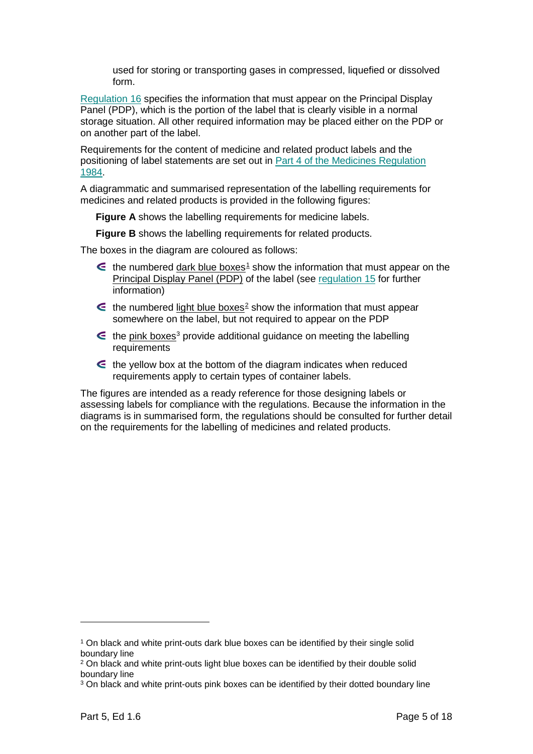used for storing or transporting gases in compressed, liquefied or dissolved form.

Regulation 16 specifies the information that must appear on the Principal Display Panel (PDP), which is the portion of the label that is clearly visible in a normal storage situation. All other required information may be placed either on the PDP or on another part of the label.

Requirements for the content of medicine and related product labels and the positioning of label statements are set out in Part 4 of the Medicines Regulation 1984.

A diagrammatic and summarised representation of the labelling requirements for medicines and related products is provided in the following figures:

**Figure A** shows the labelling requirements for medicine labels.

**Figure B** shows the labelling requirements for related products.

The boxes in the diagram are coloured as follows:

- the numbered dark blue boxes[1] show the information that must appear on the Principal Display Panel (PDP) of the label (see regulation 15 for further information)
- the numbered light blue boxes[2] show the information that must appear somewhere on the label, but not required to appear on the PDP
- the pink boxes[3] provide additional guidance on meeting the labelling requirements
- the yellow box at the bottom of the diagram indicates when reduced requirements apply to certain types of container labels.

The figures are intended as a ready reference for those designing labels or assessing labels for compliance with the regulations. Because the information in the diagrams is in summarised form, the regulations should be consulted for further detail on the requirements for the labelling of medicines and related products.

---

[1] On black and white print-outs dark blue boxes can be identified by their single solid boundary line

[2] On black and white print-outs light blue boxes can be identified by their double solid boundary line

[3] On black and white print-outs pink boxes can be identified by their dotted boundary line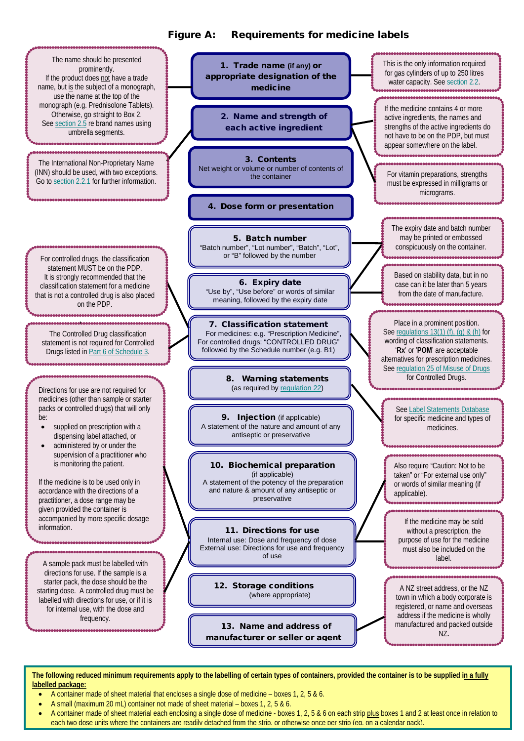## Figure A: Requirements for medicine labels

**1. Trade name (if any) or appropriate designation of the medicine**

- The name should be presented prominently. If the product does not have a trade name, but is the subject of a monograph, use the name at the top of the monograph (e.g. Prednisolone Tablets). Otherwise, go straight to Box 2. See section 2.5 re brand names using umbrella segments.
- This is the only information required for gas cylinders of up to 250 litres water capacity. See section 2.2.

**2. Name and strength of each active ingredient**

- The International Non-Proprietary Name (INN) should be used, with two exceptions. Go to section 2.2.1 for further information.
- If the medicine contains 4 or more active ingredients, the names and strengths of the active ingredients do not have to be on the PDP, but must appear somewhere on the label.
- For vitamin preparations, strengths must be expressed in milligrams or micrograms.

**3. Contents**
Net weight or volume or number of contents of the container

**4. Dose form or presentation**

**5. Batch number**
"Batch number", "Lot number", "Batch", "Lot", or "B" followed by the number

- The expiry date and batch number may be printed or embossed conspicuously on the container.

**6. Expiry date**
"Use by", "Use before" or words of similar meaning, followed by the expiry date

- Based on stability data, but in no case can it be later than 5 years from the date of manufacture.

**7. Classification statement**
For medicines: e.g. "Prescription Medicine", For controlled drugs: "CONTROLLED DRUG" followed by the Schedule number (e.g. B1)

- For controlled drugs, the classification statement MUST be on the PDP. It is strongly recommended that the classification statement for a medicine that is not a controlled drug is also placed on the PDP.
- The Controlled Drug classification statement is not required for Controlled Drugs listed in Part 6 of Schedule 3.
- Place in a prominent position. See regulations 13(1) (f), (g) & (h) for wording of classification statements. '**Rx**' or '**POM**' are acceptable alternatives for prescription medicines. See regulation 25 of Misuse of Drugs for Controlled Drugs.

**8. Warning statements**
(as required by regulation 22)

- See Label Statements Database for specific medicine and types of medicines.

**9. Injection** (if applicable)
A statement of the nature and amount of any antiseptic or preservative

**10. Biochemical preparation**
(if applicable)
A statement of the potency of the preparation and nature & amount of any antiseptic or preservative

**11. Directions for use**
Internal use: Dose and frequency of dose
External use: Directions for use and frequency of use

- Directions for use are not required for medicines (other than sample or starter packs or controlled drugs) that will only be:
  - supplied on prescription with a dispensing label attached, or
  - administered by or under the supervision of a practitioner who is monitoring the patient.

  If the medicine is to be used only in accordance with the directions of a practitioner, a dose range may be given provided the container is accompanied by more specific dosage information.
- A sample pack must be labelled with directions for use. If the sample is a starter pack, the dose should be the starting dose. A controlled drug must be labelled with directions for use, or if it is for internal use, with the dose and frequency.
- Also require "Caution: Not to be taken" or "For external use only" or words of similar meaning (if applicable).
- If the medicine may be sold without a prescription, the purpose of use for the medicine must also be included on the label.

**12. Storage conditions**
(where appropriate)

**13. Name and address of manufacturer or seller or agent**

- A NZ street address, or the NZ town in which a body corporate is registered, or name and overseas address if the medicine is wholly manufactured and packed outside NZ.

**The following reduced minimum requirements apply to the labelling of certain types of containers, provided the container is to be supplied in a fully labelled package:**

- A container made of sheet material that encloses a single dose of medicine – boxes 1, 2, 5 & 6.
- A small (maximum 20 mL) container not made of sheet material – boxes 1, 2, 5 & 6.
- A container made of sheet material each enclosing a single dose of medicine - boxes 1, 2, 5 & 6 on each strip plus boxes 1 and 2 at least once in relation to each two dose units where the containers are readily detached from the strip, or otherwise once per strip (eg. on a calendar pack).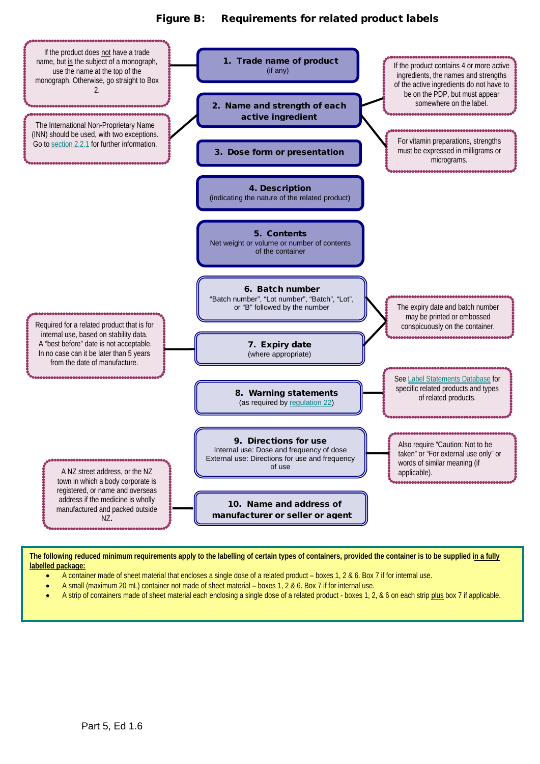## Figure B: Requirements for related product labels

**1. Trade name of product**
(if any)

> If the product does not have a trade name, but is the subject of a monograph, use the name at the top of the monograph. Otherwise, go straight to Box 2.

**2. Name and strength of each active ingredient**

> The International Non-Proprietary Name (INN) should be used, with two exceptions. Go to section 2.2.1 for further information.

> If the product contains 4 or more active ingredients, the names and strengths of the active ingredients do not have to be on the PDP, but must appear somewhere on the label.

> For vitamin preparations, strengths must be expressed in milligrams or micrograms.

**3. Dose form or presentation**

**4. Description**
(indicating the nature of the related product)

**5. Contents**
Net weight or volume or number of contents of the container

**6. Batch number**
"Batch number", "Lot number", "Batch", "Lot", or "B" followed by the number

**7. Expiry date**
(where appropriate)

> The expiry date and batch number may be printed or embossed conspicuously on the container.

> Required for a related product that is for internal use, based on stability data. A "best before" date is not acceptable. In no case can it be later than 5 years from the date of manufacture.

**8. Warning statements**
(as required by regulation 22)

> See Label Statements Database for specific related products and types of related products.

**9. Directions for use**
Internal use: Dose and frequency of dose
External use: Directions for use and frequency of use

> Also require "Caution: Not to be taken" or "For external use only" or words of similar meaning (if applicable).

**10. Name and address of manufacturer or seller or agent**

> A NZ street address, or the NZ town in which a body corporate is registered, or name and overseas address if the medicine is wholly manufactured and packed outside NZ.

**The following reduced minimum requirements apply to the labelling of certain types of containers, provided the container is to be supplied in a fully labelled package:**

- A container made of sheet material that encloses a single dose of a related product – boxes 1, 2 & 6. Box 7 if for internal use.
- A small (maximum 20 mL) container not made of sheet material – boxes 1, 2 & 6. Box 7 if for internal use.
- A strip of containers made of sheet material each enclosing a single dose of a related product - boxes 1, 2, & 6 on each strip plus box 7 if applicable.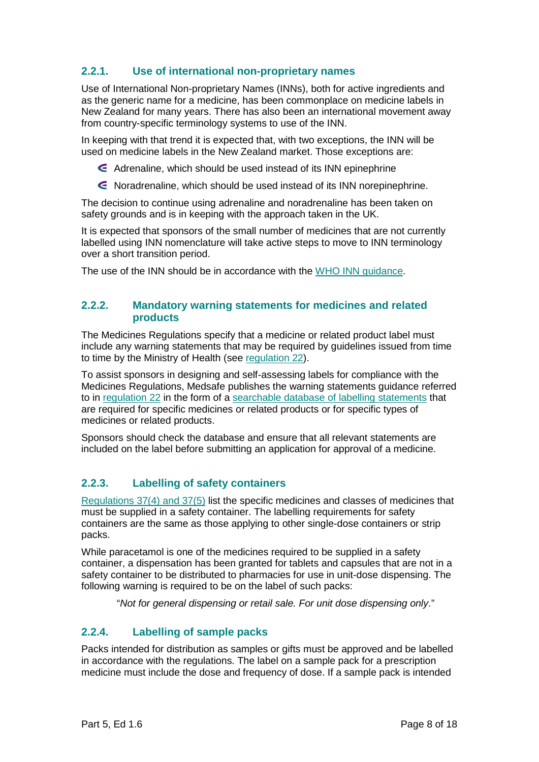### 2.2.1. Use of international non-proprietary names

Use of International Non-proprietary Names (INNs), both for active ingredients and as the generic name for a medicine, has been commonplace on medicine labels in New Zealand for many years. There has also been an international movement away from country-specific terminology systems to use of the INN.

In keeping with that trend it is expected that, with two exceptions, the INN will be used on medicine labels in the New Zealand market. Those exceptions are:

- Adrenaline, which should be used instead of its INN epinephrine
- Noradrenaline, which should be used instead of its INN norepinephrine.

The decision to continue using adrenaline and noradrenaline has been taken on safety grounds and is in keeping with the approach taken in the UK.

It is expected that sponsors of the small number of medicines that are not currently labelled using INN nomenclature will take active steps to move to INN terminology over a short transition period.

The use of the INN should be in accordance with the WHO INN guidance.

### 2.2.2. Mandatory warning statements for medicines and related products

The Medicines Regulations specify that a medicine or related product label must include any warning statements that may be required by guidelines issued from time to time by the Ministry of Health (see regulation 22).

To assist sponsors in designing and self-assessing labels for compliance with the Medicines Regulations, Medsafe publishes the warning statements guidance referred to in regulation 22 in the form of a searchable database of labelling statements that are required for specific medicines or related products or for specific types of medicines or related products.

Sponsors should check the database and ensure that all relevant statements are included on the label before submitting an application for approval of a medicine.

### 2.2.3. Labelling of safety containers

Regulations 37(4) and 37(5) list the specific medicines and classes of medicines that must be supplied in a safety container. The labelling requirements for safety containers are the same as those applying to other single-dose containers or strip packs.

While paracetamol is one of the medicines required to be supplied in a safety container, a dispensation has been granted for tablets and capsules that are not in a safety container to be distributed to pharmacies for use in unit-dose dispensing. The following warning is required to be on the label of such packs:

> "*Not for general dispensing or retail sale. For unit dose dispensing only*."

### 2.2.4. Labelling of sample packs

Packs intended for distribution as samples or gifts must be approved and be labelled in accordance with the regulations. The label on a sample pack for a prescription medicine must include the dose and frequency of dose. If a sample pack is intended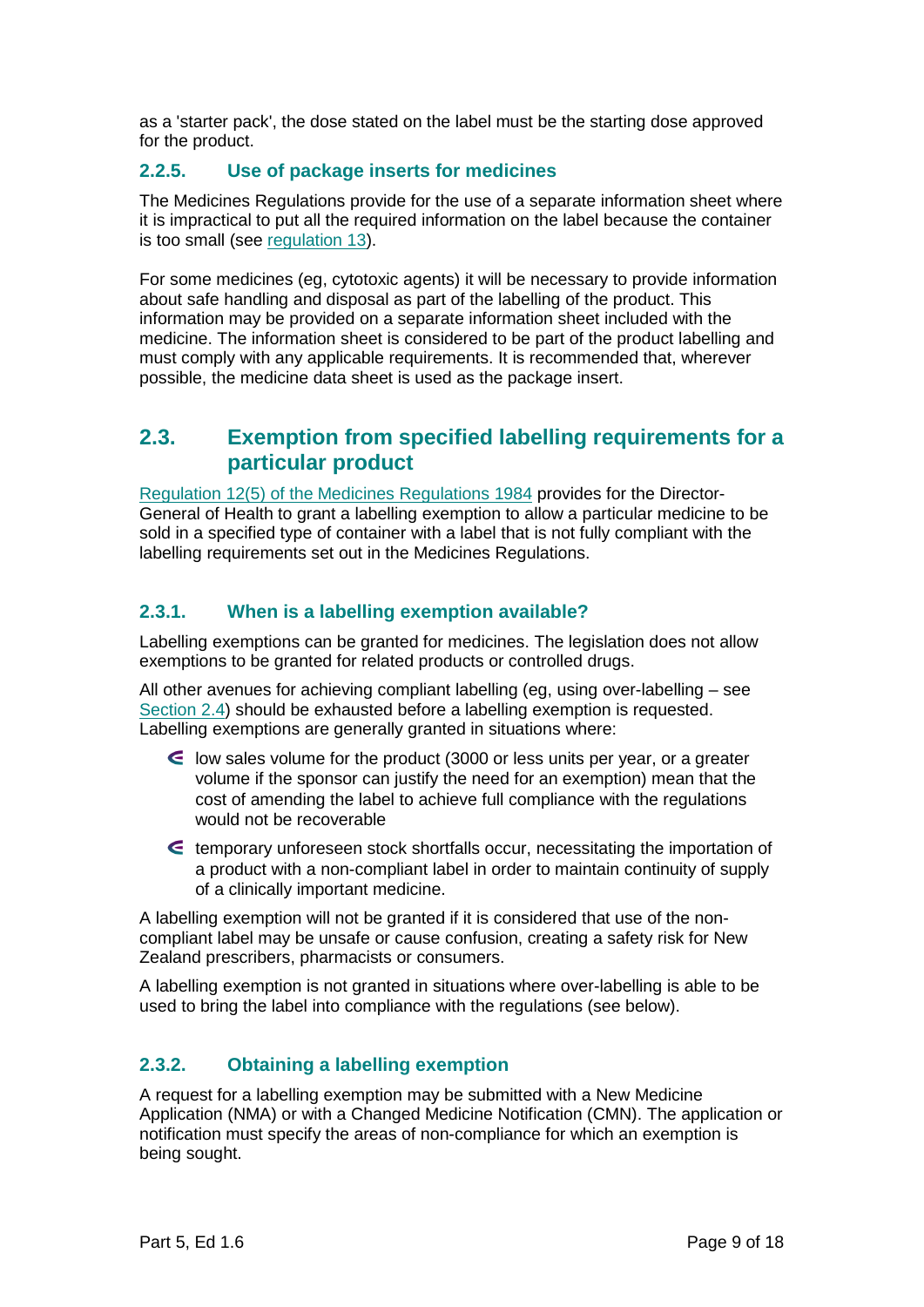as a 'starter pack', the dose stated on the label must be the starting dose approved for the product.

### 2.2.5. Use of package inserts for medicines

The Medicines Regulations provide for the use of a separate information sheet where it is impractical to put all the required information on the label because the container is too small (see regulation 13).

For some medicines (eg, cytotoxic agents) it will be necessary to provide information about safe handling and disposal as part of the labelling of the product. This information may be provided on a separate information sheet included with the medicine. The information sheet is considered to be part of the product labelling and must comply with any applicable requirements. It is recommended that, wherever possible, the medicine data sheet is used as the package insert.

## 2.3. Exemption from specified labelling requirements for a particular product

Regulation 12(5) of the Medicines Regulations 1984 provides for the Director-General of Health to grant a labelling exemption to allow a particular medicine to be sold in a specified type of container with a label that is not fully compliant with the labelling requirements set out in the Medicines Regulations.

### 2.3.1. When is a labelling exemption available?

Labelling exemptions can be granted for medicines. The legislation does not allow exemptions to be granted for related products or controlled drugs.

All other avenues for achieving compliant labelling (eg, using over-labelling – see Section 2.4) should be exhausted before a labelling exemption is requested. Labelling exemptions are generally granted in situations where:

- low sales volume for the product (3000 or less units per year, or a greater volume if the sponsor can justify the need for an exemption) mean that the cost of amending the label to achieve full compliance with the regulations would not be recoverable
- temporary unforeseen stock shortfalls occur, necessitating the importation of a product with a non-compliant label in order to maintain continuity of supply of a clinically important medicine.

A labelling exemption will not be granted if it is considered that use of the non-compliant label may be unsafe or cause confusion, creating a safety risk for New Zealand prescribers, pharmacists or consumers.

A labelling exemption is not granted in situations where over-labelling is able to be used to bring the label into compliance with the regulations (see below).

### 2.3.2. Obtaining a labelling exemption

A request for a labelling exemption may be submitted with a New Medicine Application (NMA) or with a Changed Medicine Notification (CMN). The application or notification must specify the areas of non-compliance for which an exemption is being sought.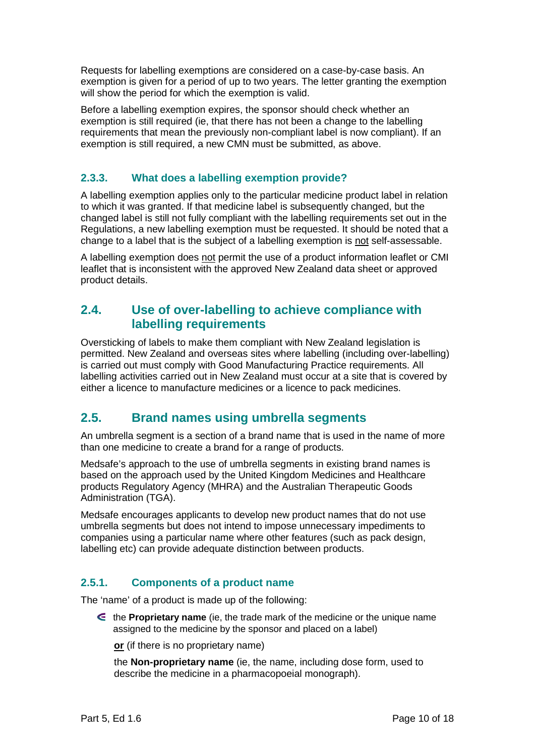Requests for labelling exemptions are considered on a case-by-case basis. An exemption is given for a period of up to two years. The letter granting the exemption will show the period for which the exemption is valid.

Before a labelling exemption expires, the sponsor should check whether an exemption is still required (ie, that there has not been a change to the labelling requirements that mean the previously non-compliant label is now compliant). If an exemption is still required, a new CMN must be submitted, as above.

### 2.3.3. What does a labelling exemption provide?

A labelling exemption applies only to the particular medicine product label in relation to which it was granted. If that medicine label is subsequently changed, but the changed label is still not fully compliant with the labelling requirements set out in the Regulations, a new labelling exemption must be requested. It should be noted that a change to a label that is the subject of a labelling exemption is not self-assessable.

A labelling exemption does not permit the use of a product information leaflet or CMI leaflet that is inconsistent with the approved New Zealand data sheet or approved product details.

## 2.4. Use of over-labelling to achieve compliance with labelling requirements

Oversticking of labels to make them compliant with New Zealand legislation is permitted. New Zealand and overseas sites where labelling (including over-labelling) is carried out must comply with Good Manufacturing Practice requirements. All labelling activities carried out in New Zealand must occur at a site that is covered by either a licence to manufacture medicines or a licence to pack medicines.

## 2.5. Brand names using umbrella segments

An umbrella segment is a section of a brand name that is used in the name of more than one medicine to create a brand for a range of products.

Medsafe's approach to the use of umbrella segments in existing brand names is based on the approach used by the United Kingdom Medicines and Healthcare products Regulatory Agency (MHRA) and the Australian Therapeutic Goods Administration (TGA).

Medsafe encourages applicants to develop new product names that do not use umbrella segments but does not intend to impose unnecessary impediments to companies using a particular name where other features (such as pack design, labelling etc) can provide adequate distinction between products.

### 2.5.1. Components of a product name

The 'name' of a product is made up of the following:

- the **Proprietary name** (ie, the trade mark of the medicine or the unique name assigned to the medicine by the sponsor and placed on a label)

  **or** (if there is no proprietary name)

  the **Non-proprietary name** (ie, the name, including dose form, used to describe the medicine in a pharmacopoeial monograph).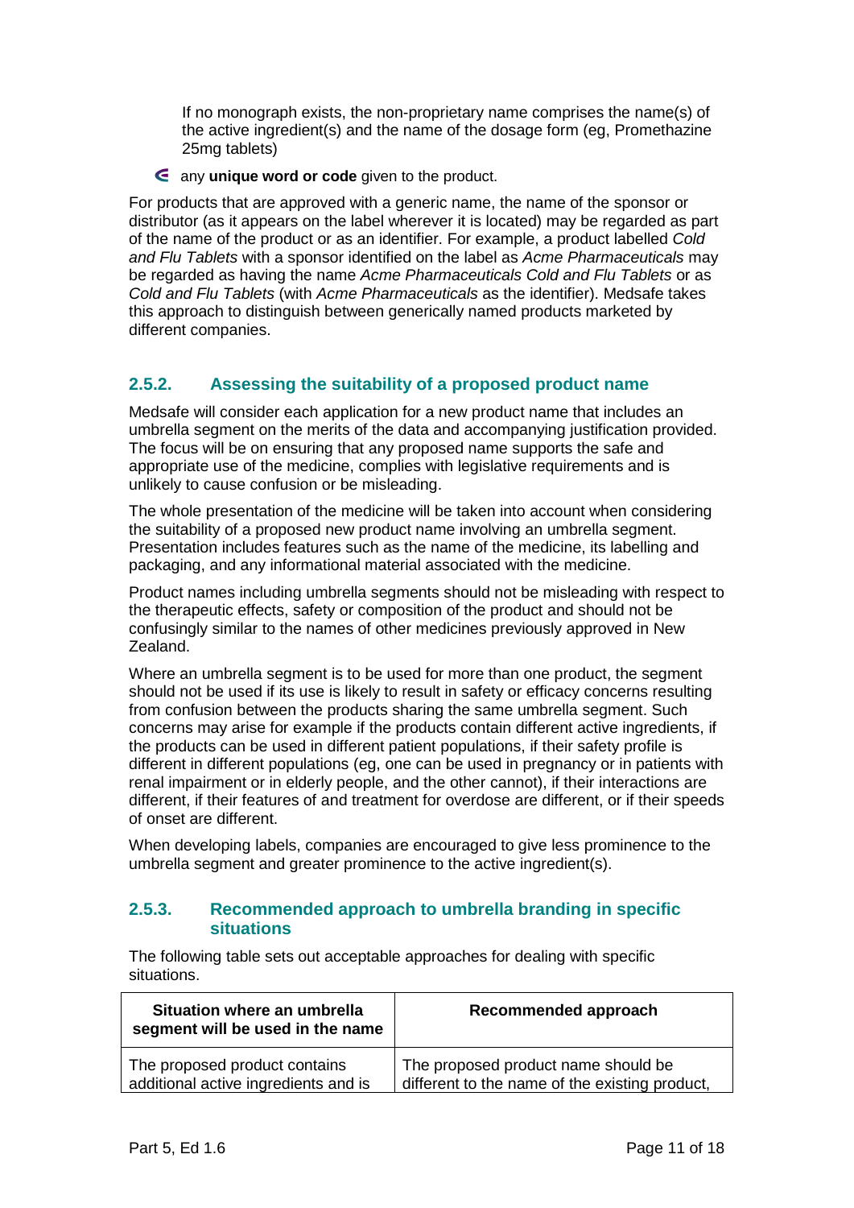If no monograph exists, the non-proprietary name comprises the name(s) of the active ingredient(s) and the name of the dosage form (eg, Promethazine 25mg tablets)

- any **unique word or code** given to the product.

For products that are approved with a generic name, the name of the sponsor or distributor (as it appears on the label wherever it is located) may be regarded as part of the name of the product or as an identifier. For example, a product labelled *Cold and Flu Tablets* with a sponsor identified on the label as *Acme Pharmaceuticals* may be regarded as having the name *Acme Pharmaceuticals Cold and Flu Tablets* or as *Cold and Flu Tablets* (with *Acme Pharmaceuticals* as the identifier). Medsafe takes this approach to distinguish between generically named products marketed by different companies.

### 2.5.2. Assessing the suitability of a proposed product name

Medsafe will consider each application for a new product name that includes an umbrella segment on the merits of the data and accompanying justification provided. The focus will be on ensuring that any proposed name supports the safe and appropriate use of the medicine, complies with legislative requirements and is unlikely to cause confusion or be misleading.

The whole presentation of the medicine will be taken into account when considering the suitability of a proposed new product name involving an umbrella segment. Presentation includes features such as the name of the medicine, its labelling and packaging, and any informational material associated with the medicine.

Product names including umbrella segments should not be misleading with respect to the therapeutic effects, safety or composition of the product and should not be confusingly similar to the names of other medicines previously approved in New Zealand.

Where an umbrella segment is to be used for more than one product, the segment should not be used if its use is likely to result in safety or efficacy concerns resulting from confusion between the products sharing the same umbrella segment. Such concerns may arise for example if the products contain different active ingredients, if the products can be used in different patient populations, if their safety profile is different in different populations (eg, one can be used in pregnancy or in patients with renal impairment or in elderly people, and the other cannot), if their interactions are different, if their features of and treatment for overdose are different, or if their speeds of onset are different.

When developing labels, companies are encouraged to give less prominence to the umbrella segment and greater prominence to the active ingredient(s).

### 2.5.3. Recommended approach to umbrella branding in specific situations

The following table sets out acceptable approaches for dealing with specific situations.

| Situation where an umbrella segment will be used in the name | Recommended approach |
|---|---|
| The proposed product contains additional active ingredients and is | The proposed product name should be different to the name of the existing product, |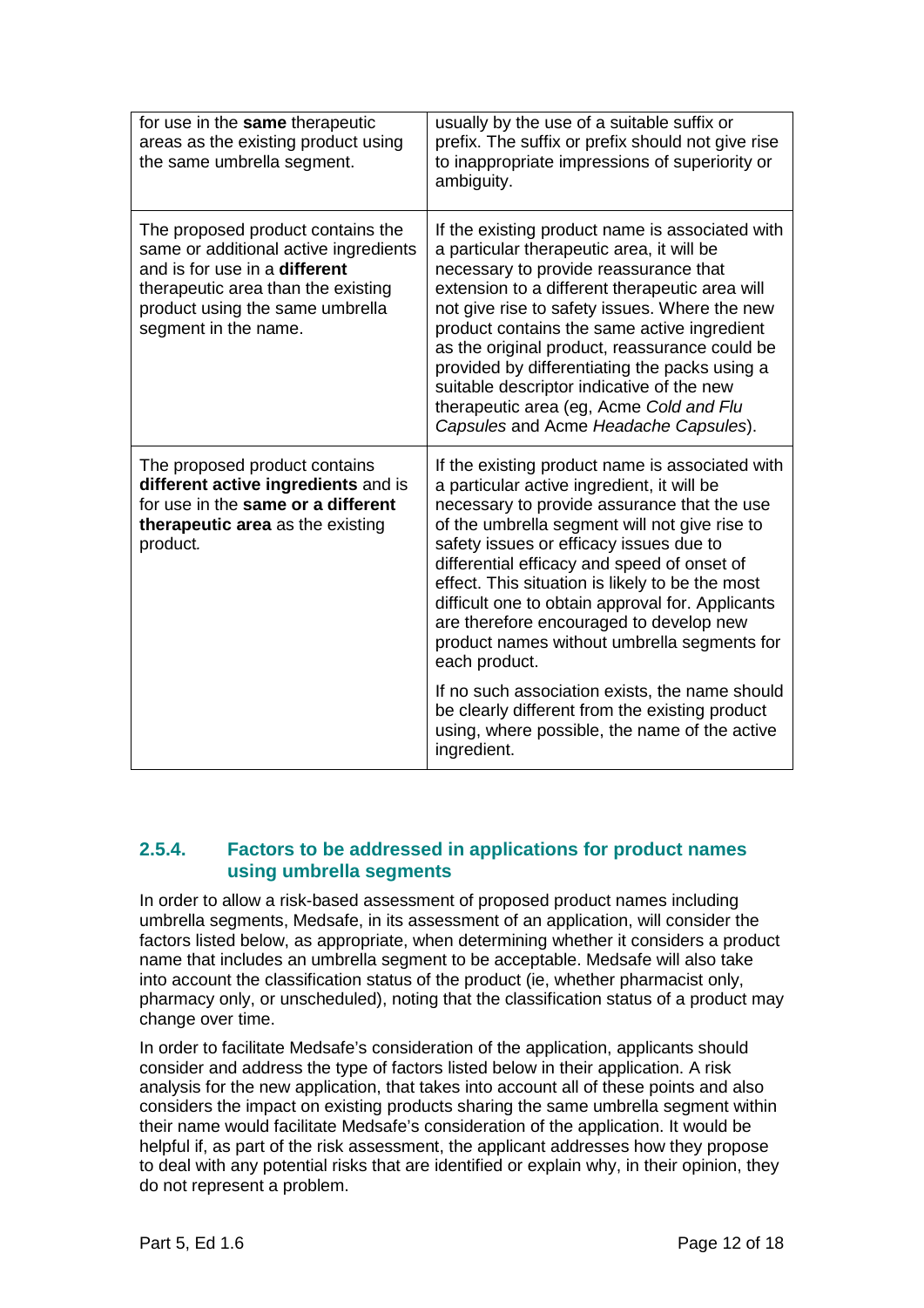| | |
|---|---|
| for use in the **same** therapeutic areas as the existing product using the same umbrella segment. | usually by the use of a suitable suffix or prefix. The suffix or prefix should not give rise to inappropriate impressions of superiority or ambiguity. |
| The proposed product contains the same or additional active ingredients and is for use in a **different** therapeutic area than the existing product using the same umbrella segment in the name. | If the existing product name is associated with a particular therapeutic area, it will be necessary to provide reassurance that extension to a different therapeutic area will not give rise to safety issues. Where the new product contains the same active ingredient as the original product, reassurance could be provided by differentiating the packs using a suitable descriptor indicative of the new therapeutic area (eg, Acme *Cold and Flu Capsules* and Acme *Headache Capsules*). |
| The proposed product contains **different active ingredients** and is for use in the **same or a different therapeutic area** as the existing product. | If the existing product name is associated with a particular active ingredient, it will be necessary to provide assurance that the use of the umbrella segment will not give rise to safety issues or efficacy issues due to differential efficacy and speed of onset of effect. This situation is likely to be the most difficult one to obtain approval for. Applicants are therefore encouraged to develop new product names without umbrella segments for each product.<br><br>If no such association exists, the name should be clearly different from the existing product using, where possible, the name of the active ingredient. |

### 2.5.4. Factors to be addressed in applications for product names using umbrella segments

In order to allow a risk-based assessment of proposed product names including umbrella segments, Medsafe, in its assessment of an application, will consider the factors listed below, as appropriate, when determining whether it considers a product name that includes an umbrella segment to be acceptable. Medsafe will also take into account the classification status of the product (ie, whether pharmacist only, pharmacy only, or unscheduled), noting that the classification status of a product may change over time.

In order to facilitate Medsafe's consideration of the application, applicants should consider and address the type of factors listed below in their application. A risk analysis for the new application, that takes into account all of these points and also considers the impact on existing products sharing the same umbrella segment within their name would facilitate Medsafe's consideration of the application. It would be helpful if, as part of the risk assessment, the applicant addresses how they propose to deal with any potential risks that are identified or explain why, in their opinion, they do not represent a problem.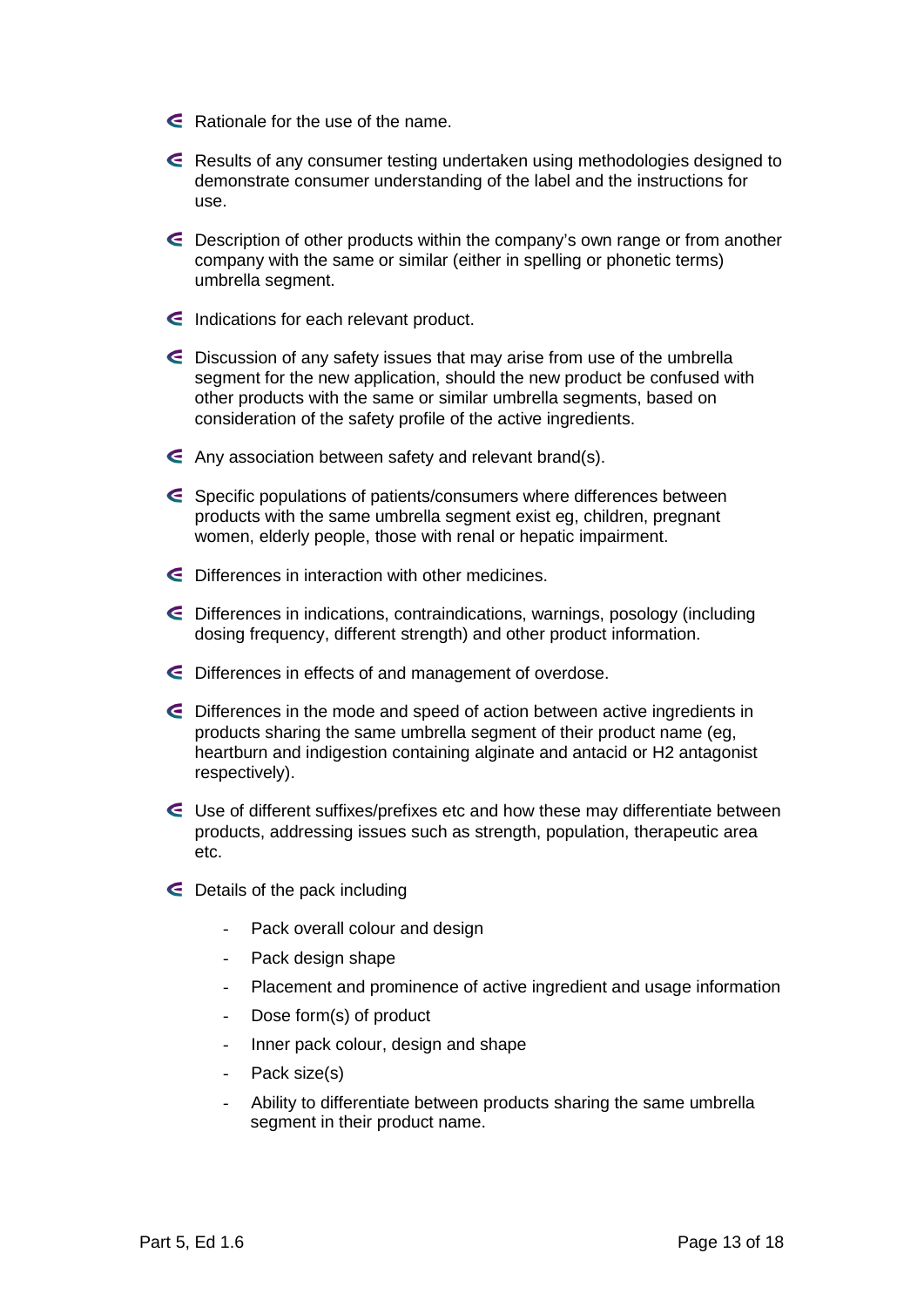- Rationale for the use of the name.
- Results of any consumer testing undertaken using methodologies designed to demonstrate consumer understanding of the label and the instructions for use.
- Description of other products within the company's own range or from another company with the same or similar (either in spelling or phonetic terms) umbrella segment.
- Indications for each relevant product.
- Discussion of any safety issues that may arise from use of the umbrella segment for the new application, should the new product be confused with other products with the same or similar umbrella segments, based on consideration of the safety profile of the active ingredients.
- Any association between safety and relevant brand(s).
- Specific populations of patients/consumers where differences between products with the same umbrella segment exist eg, children, pregnant women, elderly people, those with renal or hepatic impairment.
- Differences in interaction with other medicines.
- Differences in indications, contraindications, warnings, posology (including dosing frequency, different strength) and other product information.
- Differences in effects of and management of overdose.
- Differences in the mode and speed of action between active ingredients in products sharing the same umbrella segment of their product name (eg, heartburn and indigestion containing alginate and antacid or H2 antagonist respectively).
- Use of different suffixes/prefixes etc and how these may differentiate between products, addressing issues such as strength, population, therapeutic area etc.
- Details of the pack including
    - Pack overall colour and design
    - Pack design shape
    - Placement and prominence of active ingredient and usage information
    - Dose form(s) of product
    - Inner pack colour, design and shape
    - Pack size(s)
    - Ability to differentiate between products sharing the same umbrella segment in their product name.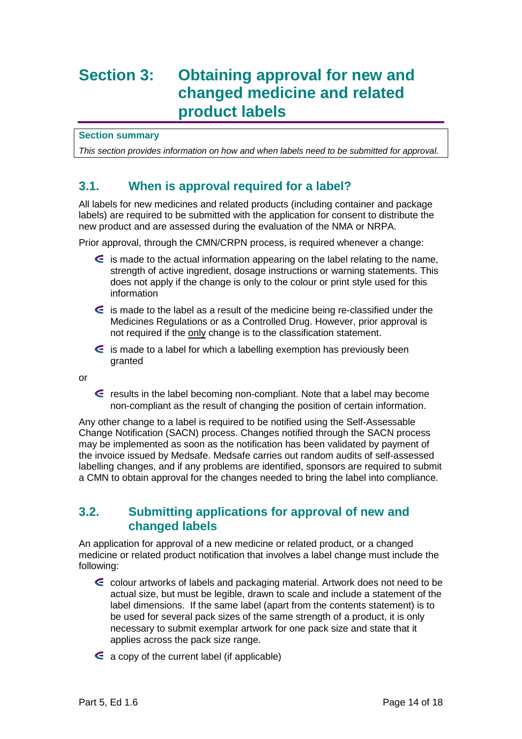# Section 3: Obtaining approval for new and changed medicine and related product labels

**Section summary**

*This section provides information on how and when labels need to be submitted for approval.*

## 3.1. When is approval required for a label?

All labels for new medicines and related products (including container and package labels) are required to be submitted with the application for consent to distribute the new product and are assessed during the evaluation of the NMA or NRPA.

Prior approval, through the CMN/CRPN process, is required whenever a change:

- is made to the actual information appearing on the label relating to the name, strength of active ingredient, dosage instructions or warning statements. This does not apply if the change is only to the colour or print style used for this information
- is made to the label as a result of the medicine being re-classified under the Medicines Regulations or as a Controlled Drug. However, prior approval is not required if the only change is to the classification statement.
- is made to a label for which a labelling exemption has previously been granted

or

- results in the label becoming non-compliant. Note that a label may become non-compliant as the result of changing the position of certain information.

Any other change to a label is required to be notified using the Self-Assessable Change Notification (SACN) process. Changes notified through the SACN process may be implemented as soon as the notification has been validated by payment of the invoice issued by Medsafe. Medsafe carries out random audits of self-assessed labelling changes, and if any problems are identified, sponsors are required to submit a CMN to obtain approval for the changes needed to bring the label into compliance.

## 3.2. Submitting applications for approval of new and changed labels

An application for approval of a new medicine or related product, or a changed medicine or related product notification that involves a label change must include the following:

- colour artworks of labels and packaging material. Artwork does not need to be actual size, but must be legible, drawn to scale and include a statement of the label dimensions. If the same label (apart from the contents statement) is to be used for several pack sizes of the same strength of a product, it is only necessary to submit exemplar artwork for one pack size and state that it applies across the pack size range.
- a copy of the current label (if applicable)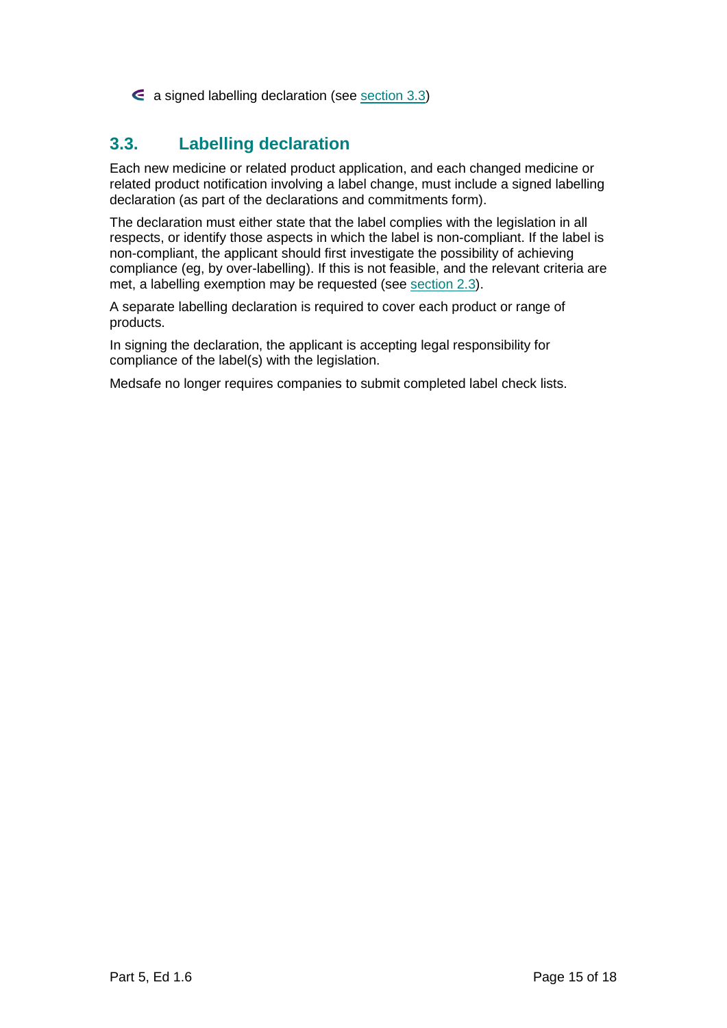- a signed labelling declaration (see section 3.3)

## 3.3. Labelling declaration

Each new medicine or related product application, and each changed medicine or related product notification involving a label change, must include a signed labelling declaration (as part of the declarations and commitments form).

The declaration must either state that the label complies with the legislation in all respects, or identify those aspects in which the label is non-compliant. If the label is non-compliant, the applicant should first investigate the possibility of achieving compliance (eg, by over-labelling). If this is not feasible, and the relevant criteria are met, a labelling exemption may be requested (see section 2.3).

A separate labelling declaration is required to cover each product or range of products.

In signing the declaration, the applicant is accepting legal responsibility for compliance of the label(s) with the legislation.

Medsafe no longer requires companies to submit completed label check lists.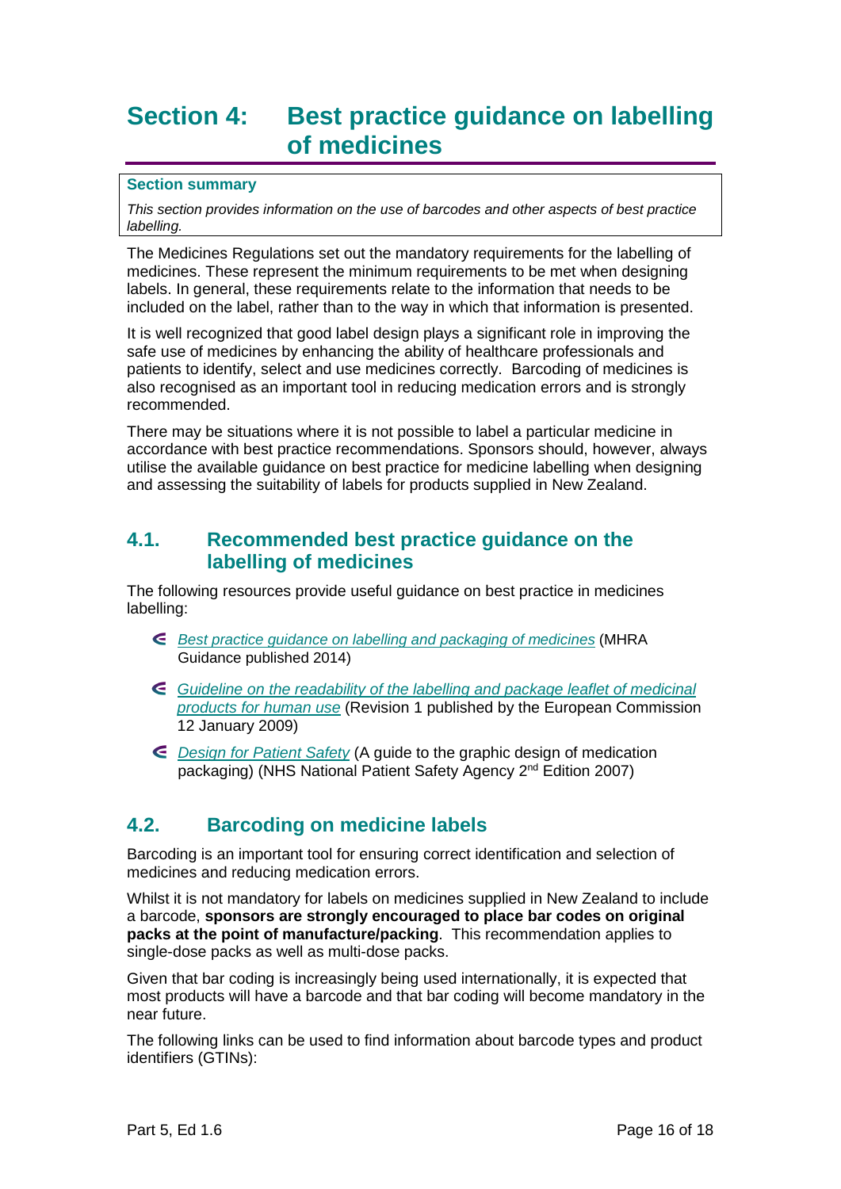# Section 4: Best practice guidance on labelling of medicines

**Section summary**

*This section provides information on the use of barcodes and other aspects of best practice labelling.*

The Medicines Regulations set out the mandatory requirements for the labelling of medicines. These represent the minimum requirements to be met when designing labels. In general, these requirements relate to the information that needs to be included on the label, rather than to the way in which that information is presented.

It is well recognized that good label design plays a significant role in improving the safe use of medicines by enhancing the ability of healthcare professionals and patients to identify, select and use medicines correctly. Barcoding of medicines is also recognised as an important tool in reducing medication errors and is strongly recommended.

There may be situations where it is not possible to label a particular medicine in accordance with best practice recommendations. Sponsors should, however, always utilise the available guidance on best practice for medicine labelling when designing and assessing the suitability of labels for products supplied in New Zealand.

## 4.1. Recommended best practice guidance on the labelling of medicines

The following resources provide useful guidance on best practice in medicines labelling:

- *Best practice guidance on labelling and packaging of medicines* (MHRA Guidance published 2014)
- *Guideline on the readability of the labelling and package leaflet of medicinal products for human use* (Revision 1 published by the European Commission 12 January 2009)
- *Design for Patient Safety* (A guide to the graphic design of medication packaging) (NHS National Patient Safety Agency 2nd Edition 2007)

## 4.2. Barcoding on medicine labels

Barcoding is an important tool for ensuring correct identification and selection of medicines and reducing medication errors.

Whilst it is not mandatory for labels on medicines supplied in New Zealand to include a barcode, **sponsors are strongly encouraged to place bar codes on original packs at the point of manufacture/packing**. This recommendation applies to single-dose packs as well as multi-dose packs.

Given that bar coding is increasingly being used internationally, it is expected that most products will have a barcode and that bar coding will become mandatory in the near future.

The following links can be used to find information about barcode types and product identifiers (GTINs):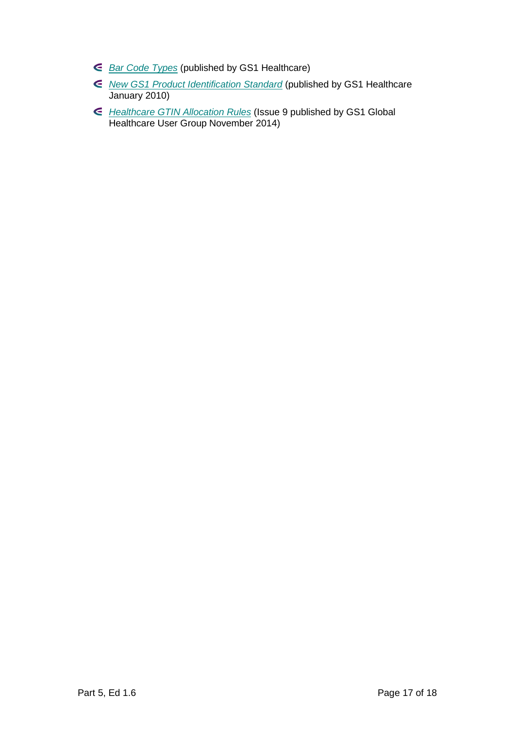- *Bar Code Types* (published by GS1 Healthcare)
- *New GS1 Product Identification Standard* (published by GS1 Healthcare January 2010)
- *Healthcare GTIN Allocation Rules* (Issue 9 published by GS1 Global Healthcare User Group November 2014)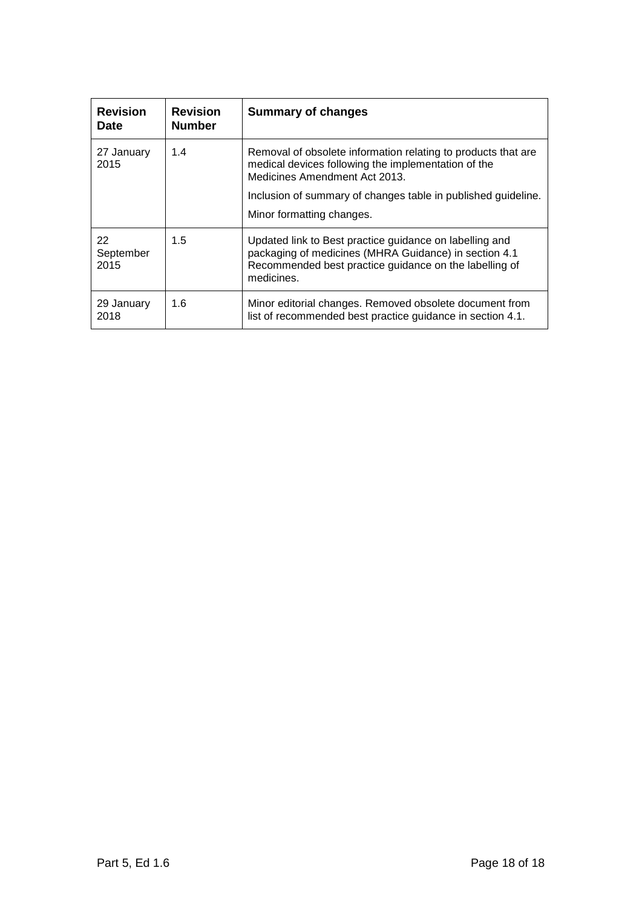| Revision Date | Revision Number | Summary of changes |
|---|---|---|
| 27 January 2015 | 1.4 | Removal of obsolete information relating to products that are medical devices following the implementation of the Medicines Amendment Act 2013.<br>Inclusion of summary of changes table in published guideline.<br>Minor formatting changes. |
| 22 September 2015 | 1.5 | Updated link to Best practice guidance on labelling and packaging of medicines (MHRA Guidance) in section 4.1 Recommended best practice guidance on the labelling of medicines. |
| 29 January 2018 | 1.6 | Minor editorial changes. Removed obsolete document from list of recommended best practice guidance in section 4.1. |